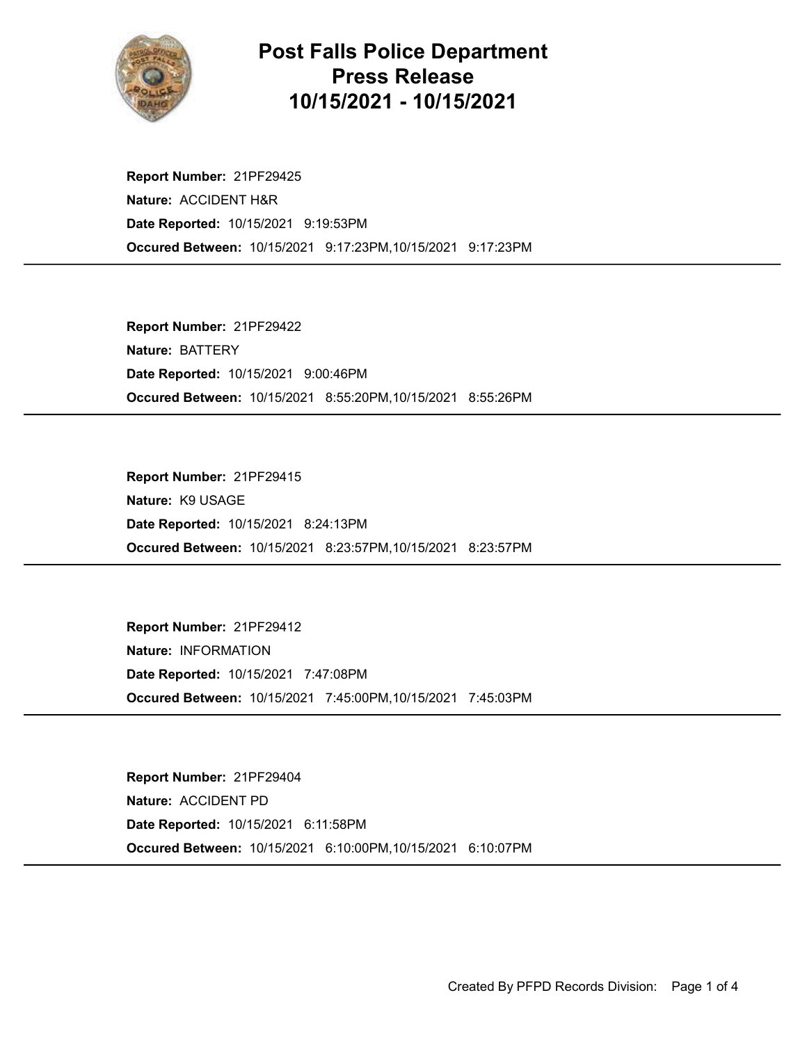# Post Falls Police Department Press Release 10/15/2021 - 10/15/2021

**Report Number:** 21PF29425
**Nature:** ACCIDENT H&R
**Date Reported:** 10/15/2021 9:19:53PM
**Occured Between:** 10/15/2021 9:17:23PM,10/15/2021 9:17:23PM

---

**Report Number:** 21PF29422
**Nature:** BATTERY
**Date Reported:** 10/15/2021 9:00:46PM
**Occured Between:** 10/15/2021 8:55:20PM,10/15/2021 8:55:26PM

---

**Report Number:** 21PF29415
**Nature:** K9 USAGE
**Date Reported:** 10/15/2021 8:24:13PM
**Occured Between:** 10/15/2021 8:23:57PM,10/15/2021 8:23:57PM

---

**Report Number:** 21PF29412
**Nature:** INFORMATION
**Date Reported:** 10/15/2021 7:47:08PM
**Occured Between:** 10/15/2021 7:45:00PM,10/15/2021 7:45:03PM

---

**Report Number:** 21PF29404
**Nature:** ACCIDENT PD
**Date Reported:** 10/15/2021 6:11:58PM
**Occured Between:** 10/15/2021 6:10:00PM,10/15/2021 6:10:07PM

---

Created By PFPD Records Division: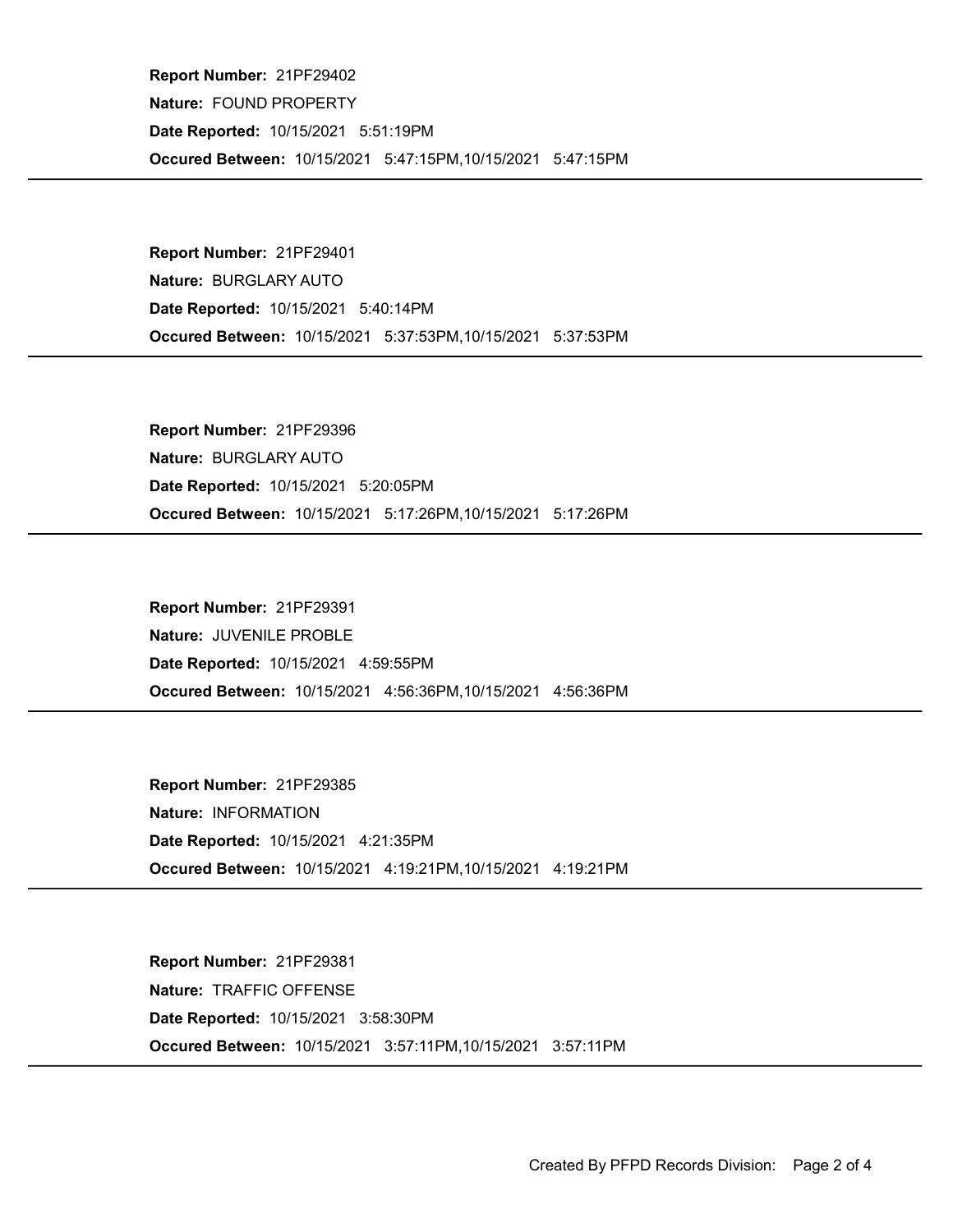**Report Number:** 21PF29402

**Nature:** FOUND PROPERTY

**Date Reported:** 10/15/2021 5:51:19PM

**Occured Between:** 10/15/2021 5:47:15PM,10/15/2021 5:47:15PM

---

**Report Number:** 21PF29401

**Nature:** BURGLARY AUTO

**Date Reported:** 10/15/2021 5:40:14PM

**Occured Between:** 10/15/2021 5:37:53PM,10/15/2021 5:37:53PM

---

**Report Number:** 21PF29396

**Nature:** BURGLARY AUTO

**Date Reported:** 10/15/2021 5:20:05PM

**Occured Between:** 10/15/2021 5:17:26PM,10/15/2021 5:17:26PM

---

**Report Number:** 21PF29391

**Nature:** JUVENILE PROBLE

**Date Reported:** 10/15/2021 4:59:55PM

**Occured Between:** 10/15/2021 4:56:36PM,10/15/2021 4:56:36PM

---

**Report Number:** 21PF29385

**Nature:** INFORMATION

**Date Reported:** 10/15/2021 4:21:35PM

**Occured Between:** 10/15/2021 4:19:21PM,10/15/2021 4:19:21PM

---

**Report Number:** 21PF29381

**Nature:** TRAFFIC OFFENSE

**Date Reported:** 10/15/2021 3:58:30PM

**Occured Between:** 10/15/2021 3:57:11PM,10/15/2021 3:57:11PM

---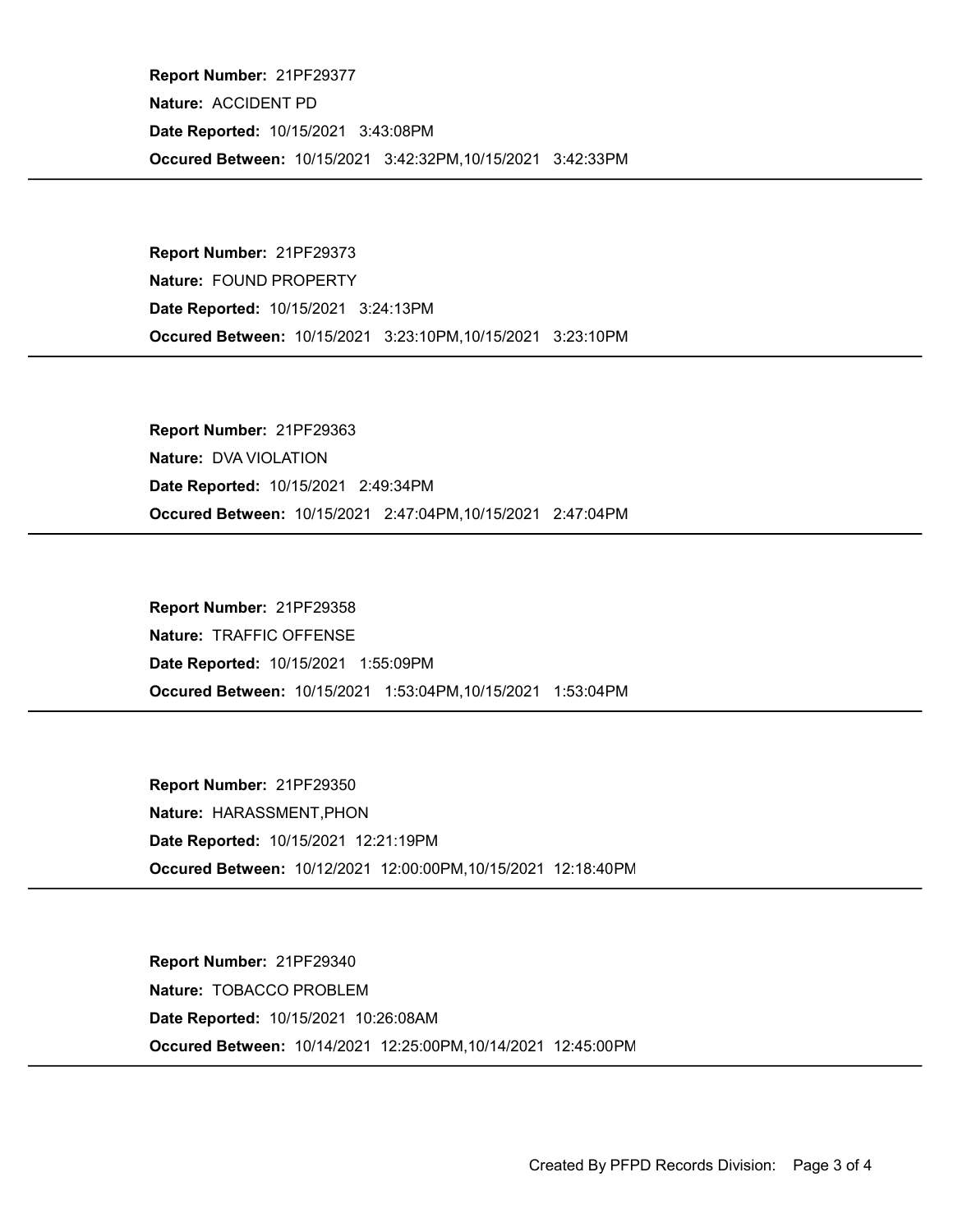**Report Number:** 21PF29377

**Nature:** ACCIDENT PD

**Date Reported:** 10/15/2021 3:43:08PM

**Occured Between:** 10/15/2021 3:42:32PM,10/15/2021 3:42:33PM

---

**Report Number:** 21PF29373

**Nature:** FOUND PROPERTY

**Date Reported:** 10/15/2021 3:24:13PM

**Occured Between:** 10/15/2021 3:23:10PM,10/15/2021 3:23:10PM

---

**Report Number:** 21PF29363

**Nature:** DVA VIOLATION

**Date Reported:** 10/15/2021 2:49:34PM

**Occured Between:** 10/15/2021 2:47:04PM,10/15/2021 2:47:04PM

---

**Report Number:** 21PF29358

**Nature:** TRAFFIC OFFENSE

**Date Reported:** 10/15/2021 1:55:09PM

**Occured Between:** 10/15/2021 1:53:04PM,10/15/2021 1:53:04PM

---

**Report Number:** 21PF29350

**Nature:** HARASSMENT,PHON

**Date Reported:** 10/15/2021 12:21:19PM

**Occured Between:** 10/12/2021 12:00:00PM,10/15/2021 12:18:40PM

---

**Report Number:** 21PF29340

**Nature:** TOBACCO PROBLEM

**Date Reported:** 10/15/2021 10:26:08AM

**Occured Between:** 10/14/2021 12:25:00PM,10/14/2021 12:45:00PM

---

Created By PFPD Records Division: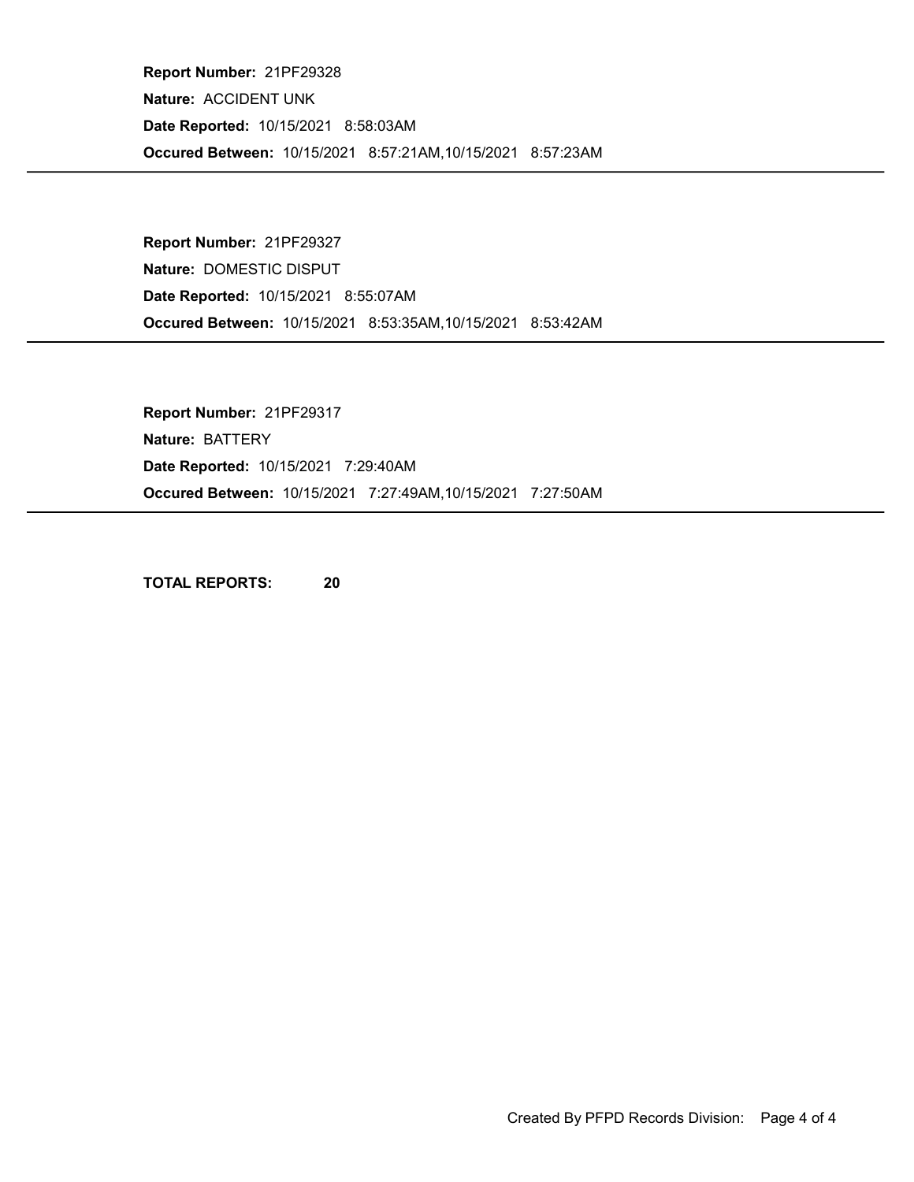**Report Number:** 21PF29328

**Nature:** ACCIDENT UNK

**Date Reported:** 10/15/2021 8:58:03AM

**Occured Between:** 10/15/2021 8:57:21AM,10/15/2021 8:57:23AM

---

**Report Number:** 21PF29327

**Nature:** DOMESTIC DISPUT

**Date Reported:** 10/15/2021 8:55:07AM

**Occured Between:** 10/15/2021 8:53:35AM,10/15/2021 8:53:42AM

---

**Report Number:** 21PF29317

**Nature:** BATTERY

**Date Reported:** 10/15/2021 7:29:40AM

**Occured Between:** 10/15/2021 7:27:49AM,10/15/2021 7:27:50AM

---

**TOTAL REPORTS: 20**

Created By PFPD Records Division: